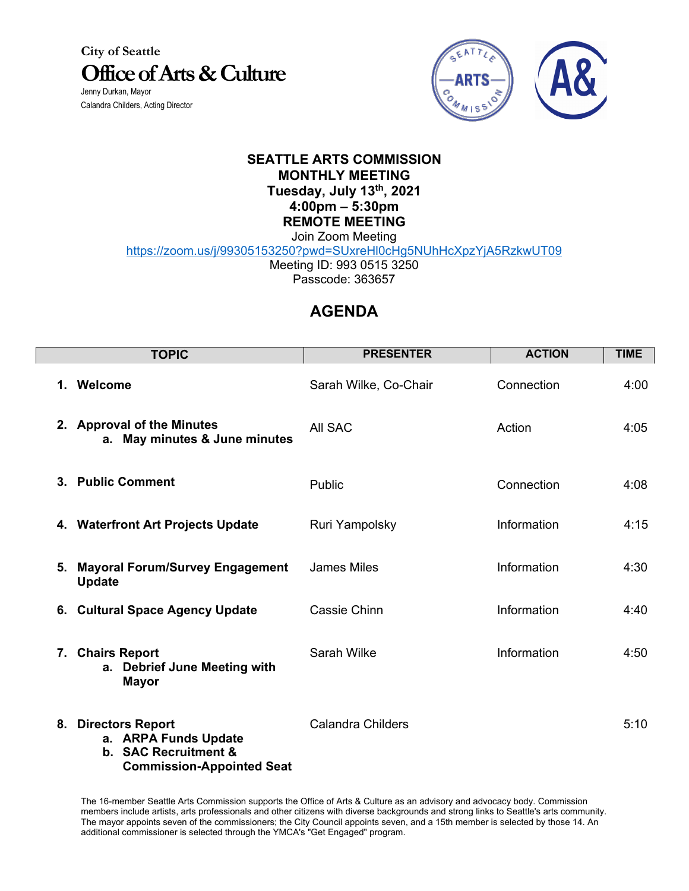City of Seattle

**Office of Arts & Culture**

Jenny Durkan, Mayor

Calandra Childers, Acting Director

# SEATTLE ARTS COMMISSION
## MONTHLY MEETING
**Tuesday, July 13th, 2021**

**4:00pm – 5:30pm**

**REMOTE MEETING**

Join Zoom Meeting

https://zoom.us/j/99305153250?pwd=SUxreHl0cHg5NUhHcXpzYjA5RzkwUT09

Meeting ID: 993 0515 3250

Passcode: 363657

## AGENDA

| TOPIC | PRESENTER | ACTION | TIME |
|---|---|---|---|
| **1. Welcome** | Sarah Wilke, Co-Chair | Connection | 4:00 |
| **2. Approval of the Minutes**<br>**a. May minutes & June minutes** | All SAC | Action | 4:05 |
| **3. Public Comment** | Public | Connection | 4:08 |
| **4. Waterfront Art Projects Update** | Ruri Yampolsky | Information | 4:15 |
| **5. Mayoral Forum/Survey Engagement Update** | James Miles | Information | 4:30 |
| **6. Cultural Space Agency Update** | Cassie Chinn | Information | 4:40 |
| **7. Chairs Report**<br>**a. Debrief June Meeting with Mayor** | Sarah Wilke | Information | 4:50 |
| **8. Directors Report**<br>**a. ARPA Funds Update**<br>**b. SAC Recruitment & Commission-Appointed Seat** | Calandra Childers | | 5:10 |

The 16-member Seattle Arts Commission supports the Office of Arts & Culture as an advisory and advocacy body. Commission members include artists, arts professionals and other citizens with diverse backgrounds and strong links to Seattle's arts community. The mayor appoints seven of the commissioners; the City Council appoints seven, and a 15th member is selected by those 14. An additional commissioner is selected through the YMCA's "Get Engaged" program.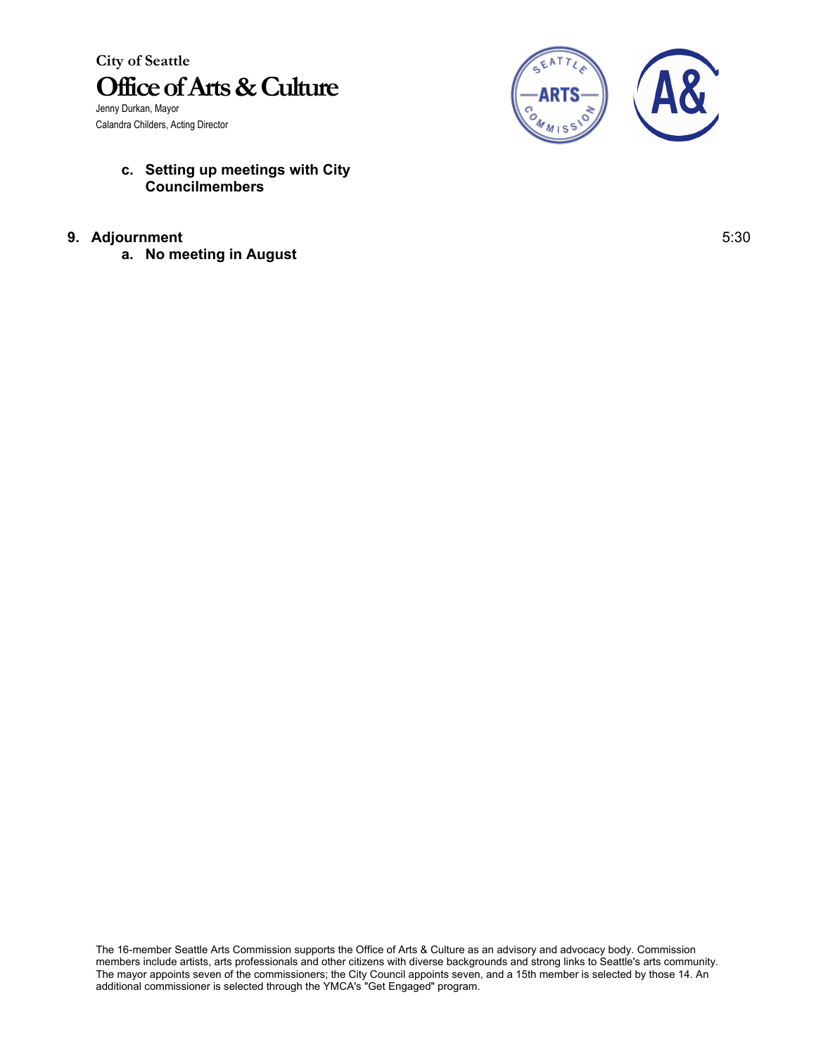**City of Seattle**

# Office of Arts & Culture

Jenny Durkan, Mayor

Calandra Childers, Acting Director

   c. **Setting up meetings with City Councilmembers**

9. **Adjournment** 5:30
   a. **No meeting in August**

The 16-member Seattle Arts Commission supports the Office of Arts & Culture as an advisory and advocacy body. Commission members include artists, arts professionals and other citizens with diverse backgrounds and strong links to Seattle's arts community. The mayor appoints seven of the commissioners; the City Council appoints seven, and a 15th member is selected by those 14. An additional commissioner is selected through the YMCA's "Get Engaged" program.